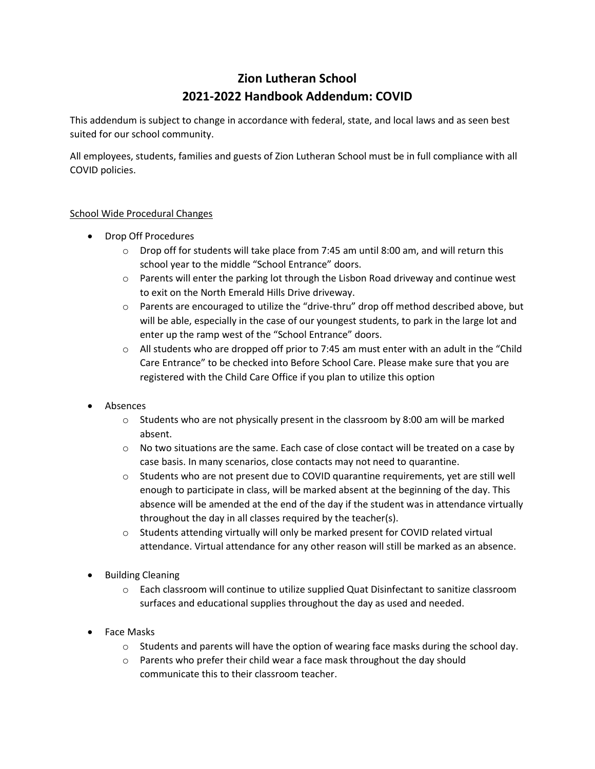# Zion Lutheran School
# 2021-2022 Handbook Addendum: COVID

This addendum is subject to change in accordance with federal, state, and local laws and as seen best suited for our school community.

All employees, students, families and guests of Zion Lutheran School must be in full compliance with all COVID policies.

<u>School Wide Procedural Changes</u>

- Drop Off Procedures
  - Drop off for students will take place from 7:45 am until 8:00 am, and will return this school year to the middle "School Entrance" doors.
  - Parents will enter the parking lot through the Lisbon Road driveway and continue west to exit on the North Emerald Hills Drive driveway.
  - Parents are encouraged to utilize the "drive-thru" drop off method described above, but will be able, especially in the case of our youngest students, to park in the large lot and enter up the ramp west of the "School Entrance" doors.
  - All students who are dropped off prior to 7:45 am must enter with an adult in the "Child Care Entrance" to be checked into Before School Care. Please make sure that you are registered with the Child Care Office if you plan to utilize this option

- Absences
  - Students who are not physically present in the classroom by 8:00 am will be marked absent.
  - No two situations are the same. Each case of close contact will be treated on a case by case basis. In many scenarios, close contacts may not need to quarantine.
  - Students who are not present due to COVID quarantine requirements, yet are still well enough to participate in class, will be marked absent at the beginning of the day. This absence will be amended at the end of the day if the student was in attendance virtually throughout the day in all classes required by the teacher(s).
  - Students attending virtually will only be marked present for COVID related virtual attendance. Virtual attendance for any other reason will still be marked as an absence.

- Building Cleaning
  - Each classroom will continue to utilize supplied Quat Disinfectant to sanitize classroom surfaces and educational supplies throughout the day as used and needed.

- Face Masks
  - Students and parents will have the option of wearing face masks during the school day.
  - Parents who prefer their child wear a face mask throughout the day should communicate this to their classroom teacher.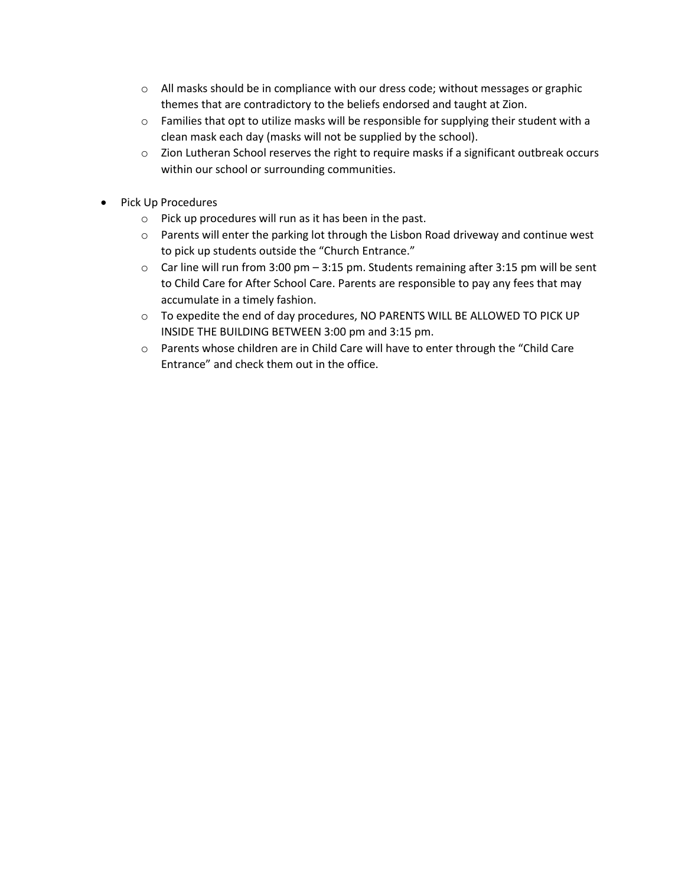- All masks should be in compliance with our dress code; without messages or graphic themes that are contradictory to the beliefs endorsed and taught at Zion.
  - Families that opt to utilize masks will be responsible for supplying their student with a clean mask each day (masks will not be supplied by the school).
  - Zion Lutheran School reserves the right to require masks if a significant outbreak occurs within our school or surrounding communities.

- Pick Up Procedures
  - Pick up procedures will run as it has been in the past.
  - Parents will enter the parking lot through the Lisbon Road driveway and continue west to pick up students outside the "Church Entrance."
  - Car line will run from 3:00 pm – 3:15 pm. Students remaining after 3:15 pm will be sent to Child Care for After School Care. Parents are responsible to pay any fees that may accumulate in a timely fashion.
  - To expedite the end of day procedures, NO PARENTS WILL BE ALLOWED TO PICK UP INSIDE THE BUILDING BETWEEN 3:00 pm and 3:15 pm.
  - Parents whose children are in Child Care will have to enter through the "Child Care Entrance" and check them out in the office.